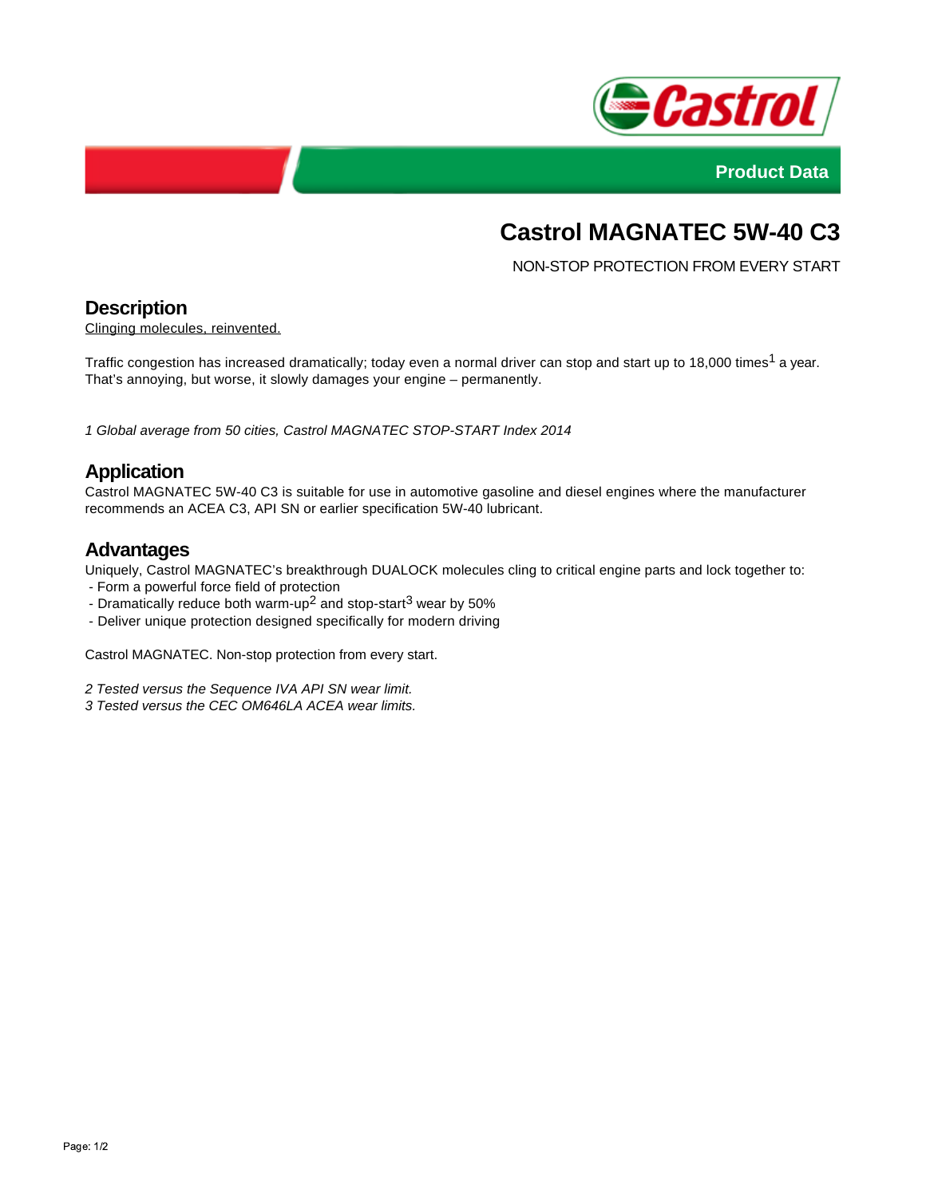Product Data

# Castrol MAGNATEC 5W-40 C3

NON-STOP PROTECTION FROM EVERY START

## Description

Clinging molecules, reinvented.

Traffic congestion has increased dramatically; today even a normal driver can stop and start up to 18,000 times[1] a year. That's annoying, but worse, it slowly damages your engine – permanently.

*1 Global average from 50 cities, Castrol MAGNATEC STOP-START Index 2014*

## Application

Castrol MAGNATEC 5W-40 C3 is suitable for use in automotive gasoline and diesel engines where the manufacturer recommends an ACEA C3, API SN or earlier specification 5W-40 lubricant.

## Advantages

Uniquely, Castrol MAGNATEC's breakthrough DUALOCK molecules cling to critical engine parts and lock together to:

- Form a powerful force field of protection
- Dramatically reduce both warm-up[2] and stop-start[3] wear by 50%
- Deliver unique protection designed specifically for modern driving

Castrol MAGNATEC. Non-stop protection from every start.

*2 Tested versus the Sequence IVA API SN wear limit.*
*3 Tested versus the CEC OM646LA ACEA wear limits.*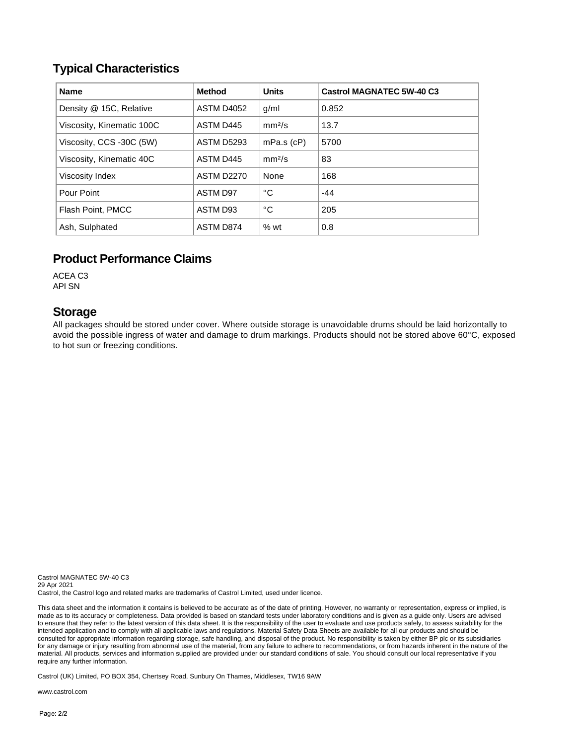## Typical Characteristics

| Name | Method | Units | Castrol MAGNATEC 5W-40 C3 |
|---|---|---|---|
| Density @ 15C, Relative | ASTM D4052 | g/ml | 0.852 |
| Viscosity, Kinematic 100C | ASTM D445 | $mm^2/s$ | 13.7 |
| Viscosity, CCS -30C (5W) | ASTM D5293 | mPa.s (cP) | 5700 |
| Viscosity, Kinematic 40C | ASTM D445 | $mm^2/s$ | 83 |
| Viscosity Index | ASTM D2270 | None | 168 |
| Pour Point | ASTM D97 | °C | -44 |
| Flash Point, PMCC | ASTM D93 | °C | 205 |
| Ash, Sulphated | ASTM D874 | % wt | 0.8 |

## Product Performance Claims

ACEA C3
API SN

## Storage

All packages should be stored under cover. Where outside storage is unavoidable drums should be laid horizontally to avoid the possible ingress of water and damage to drum markings. Products should not be stored above 60°C, exposed to hot sun or freezing conditions.

Castrol MAGNATEC 5W-40 C3
29 Apr 2021
Castrol, the Castrol logo and related marks are trademarks of Castrol Limited, used under licence.

This data sheet and the information it contains is believed to be accurate as of the date of printing. However, no warranty or representation, express or implied, is made as to its accuracy or completeness. Data provided is based on standard tests under laboratory conditions and is given as a guide only. Users are advised to ensure that they refer to the latest version of this data sheet. It is the responsibility of the user to evaluate and use products safely, to assess suitability for the intended application and to comply with all applicable laws and regulations. Material Safety Data Sheets are available for all our products and should be consulted for appropriate information regarding storage, safe handling, and disposal of the product. No responsibility is taken by either BP plc or its subsidiaries for any damage or injury resulting from abnormal use of the material, from any failure to adhere to recommendations, or from hazards inherent in the nature of the material. All products, services and information supplied are provided under our standard conditions of sale. You should consult our local representative if you require any further information.

Castrol (UK) Limited, PO BOX 354, Chertsey Road, Sunbury On Thames, Middlesex, TW16 9AW

www.castrol.com